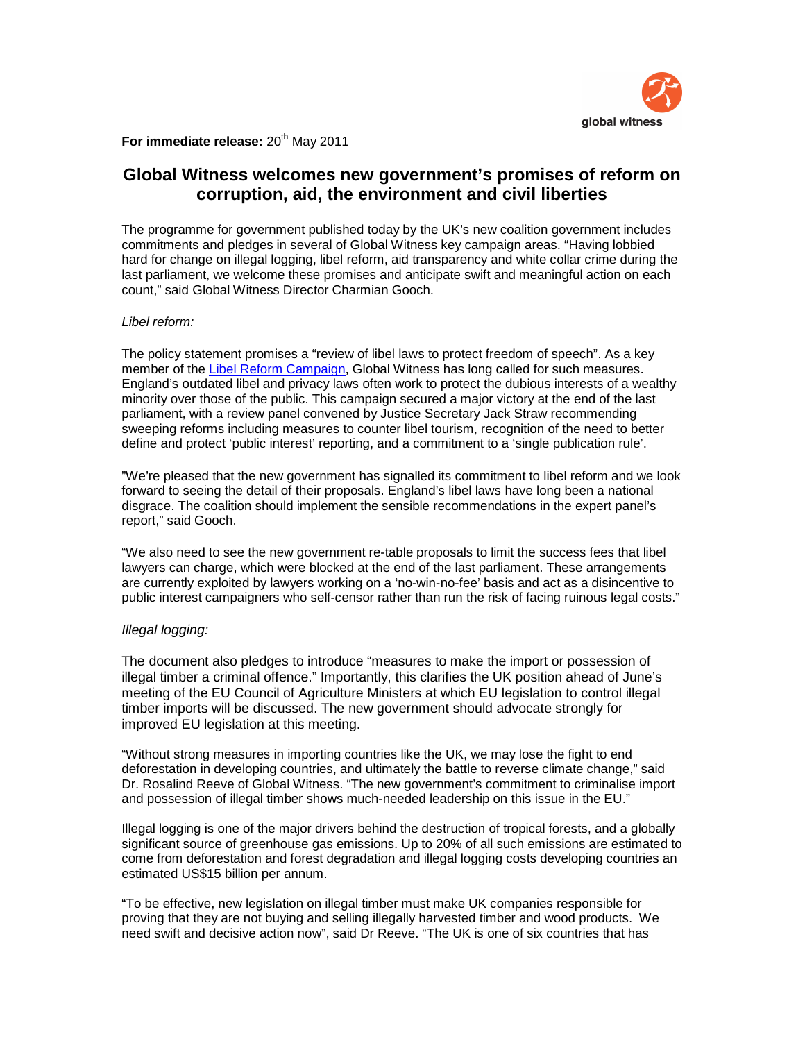global witness

**For immediate release:** 20th May 2011

# Global Witness welcomes new government's promises of reform on corruption, aid, the environment and civil liberties

The programme for government published today by the UK's new coalition government includes commitments and pledges in several of Global Witness key campaign areas. "Having lobbied hard for change on illegal logging, libel reform, aid transparency and white collar crime during the last parliament, we welcome these promises and anticipate swift and meaningful action on each count," said Global Witness Director Charmian Gooch.

*Libel reform:*

The policy statement promises a "review of libel laws to protect freedom of speech". As a key member of the Libel Reform Campaign, Global Witness has long called for such measures. England's outdated libel and privacy laws often work to protect the dubious interests of a wealthy minority over those of the public. This campaign secured a major victory at the end of the last parliament, with a review panel convened by Justice Secretary Jack Straw recommending sweeping reforms including measures to counter libel tourism, recognition of the need to better define and protect 'public interest' reporting, and a commitment to a 'single publication rule'.

"We're pleased that the new government has signalled its commitment to libel reform and we look forward to seeing the detail of their proposals. England's libel laws have long been a national disgrace. The coalition should implement the sensible recommendations in the expert panel's report," said Gooch.

"We also need to see the new government re-table proposals to limit the success fees that libel lawyers can charge, which were blocked at the end of the last parliament. These arrangements are currently exploited by lawyers working on a 'no-win-no-fee' basis and act as a disincentive to public interest campaigners who self-censor rather than run the risk of facing ruinous legal costs."

*Illegal logging:*

The document also pledges to introduce "measures to make the import or possession of illegal timber a criminal offence." Importantly, this clarifies the UK position ahead of June's meeting of the EU Council of Agriculture Ministers at which EU legislation to control illegal timber imports will be discussed. The new government should advocate strongly for improved EU legislation at this meeting.

"Without strong measures in importing countries like the UK, we may lose the fight to end deforestation in developing countries, and ultimately the battle to reverse climate change," said Dr. Rosalind Reeve of Global Witness. "The new government's commitment to criminalise import and possession of illegal timber shows much-needed leadership on this issue in the EU."

Illegal logging is one of the major drivers behind the destruction of tropical forests, and a globally significant source of greenhouse gas emissions. Up to 20% of all such emissions are estimated to come from deforestation and forest degradation and illegal logging costs developing countries an estimated US$15 billion per annum.

"To be effective, new legislation on illegal timber must make UK companies responsible for proving that they are not buying and selling illegally harvested timber and wood products. We need swift and decisive action now", said Dr Reeve. "The UK is one of six countries that has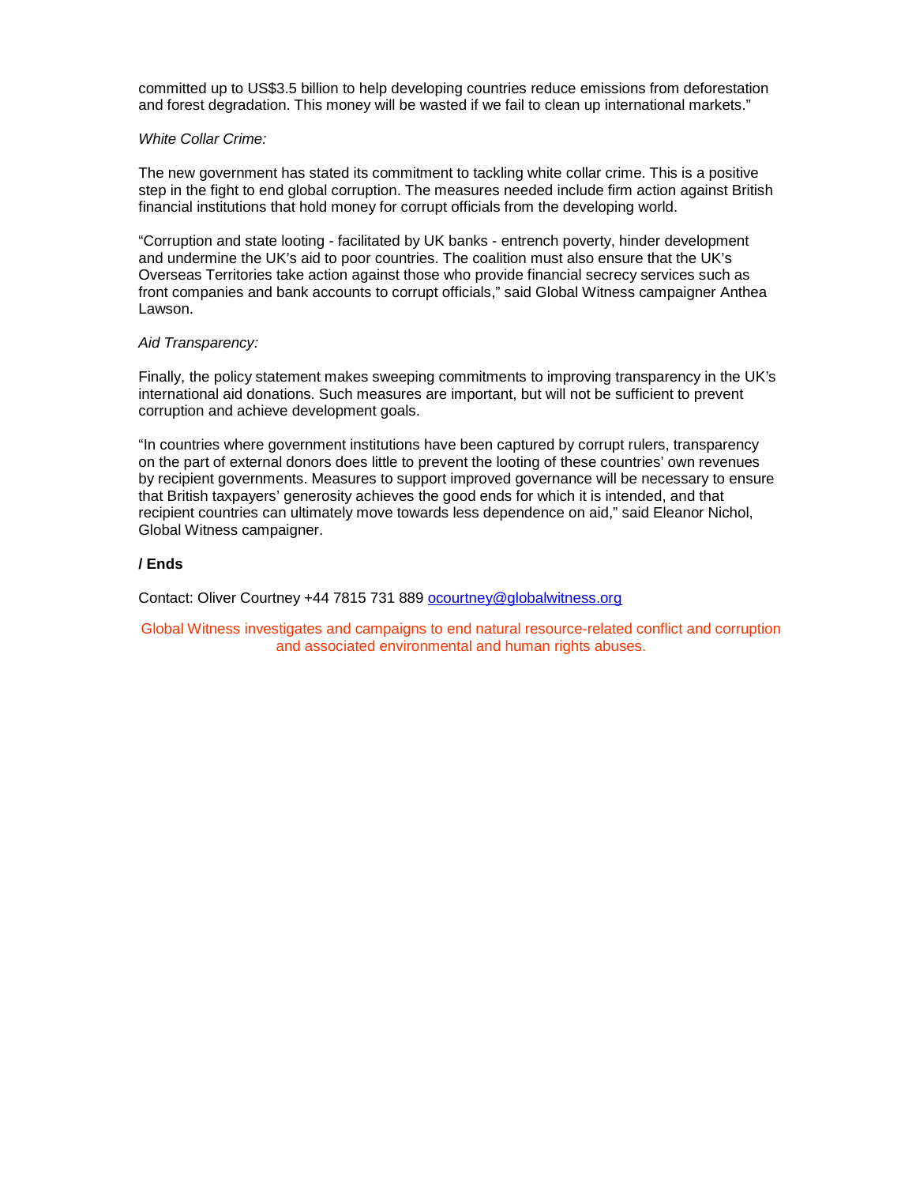committed up to US$3.5 billion to help developing countries reduce emissions from deforestation and forest degradation. This money will be wasted if we fail to clean up international markets."

*White Collar Crime:*

The new government has stated its commitment to tackling white collar crime. This is a positive step in the fight to end global corruption. The measures needed include firm action against British financial institutions that hold money for corrupt officials from the developing world.

"Corruption and state looting - facilitated by UK banks - entrench poverty, hinder development and undermine the UK's aid to poor countries. The coalition must also ensure that the UK's Overseas Territories take action against those who provide financial secrecy services such as front companies and bank accounts to corrupt officials," said Global Witness campaigner Anthea Lawson.

*Aid Transparency:*

Finally, the policy statement makes sweeping commitments to improving transparency in the UK's international aid donations. Such measures are important, but will not be sufficient to prevent corruption and achieve development goals.

"In countries where government institutions have been captured by corrupt rulers, transparency on the part of external donors does little to prevent the looting of these countries' own revenues by recipient governments. Measures to support improved governance will be necessary to ensure that British taxpayers' generosity achieves the good ends for which it is intended, and that recipient countries can ultimately move towards less dependence on aid," said Eleanor Nichol, Global Witness campaigner.

**/ Ends**

Contact: Oliver Courtney +44 7815 731 889 ocourtney@globalwitness.org

Global Witness investigates and campaigns to end natural resource-related conflict and corruption and associated environmental and human rights abuses.